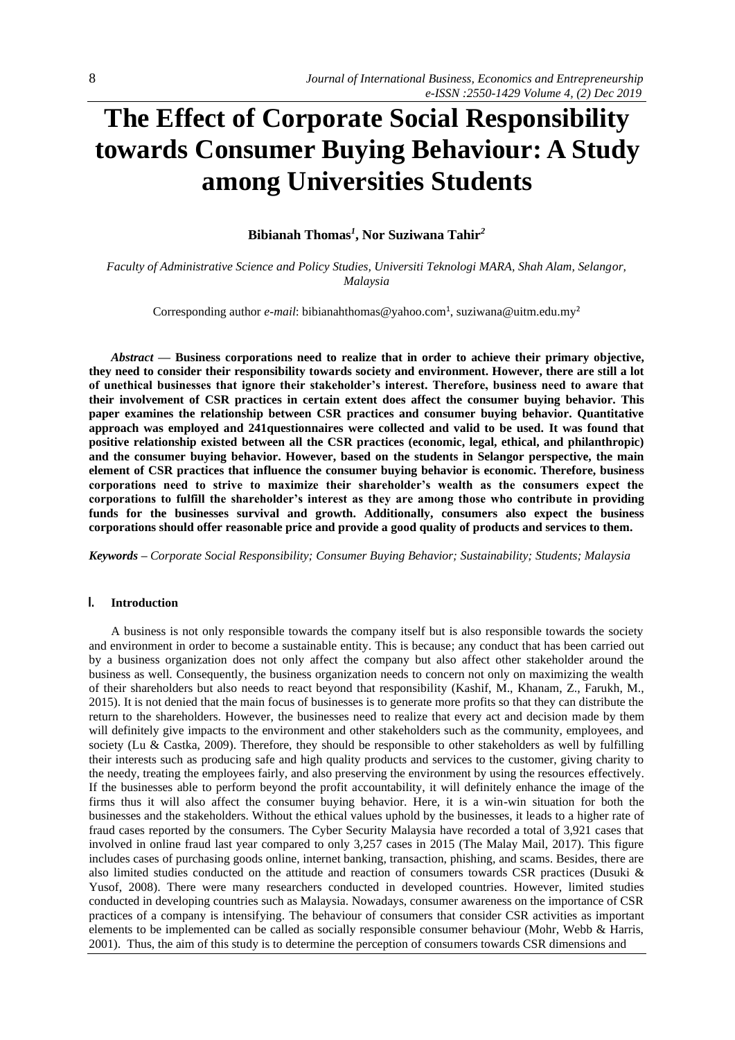# The Effect of Corporate Social Responsibility towards Consumer Buying Behaviour: A Study among Universities Students

**Bibianah Thomas[1], Nor Suziwana Tahir[2]**

*Faculty of Administrative Science and Policy Studies, Universiti Teknologi MARA, Shah Alam, Selangor, Malaysia*

Corresponding author *e-mail*: bibianahthomas@yahoo.com[1], suziwana@uitm.edu.my[2]

***Abstract* — Business corporations need to realize that in order to achieve their primary objective, they need to consider their responsibility towards society and environment. However, there are still a lot of unethical businesses that ignore their stakeholder's interest. Therefore, business need to aware that their involvement of CSR practices in certain extent does affect the consumer buying behavior. This paper examines the relationship between CSR practices and consumer buying behavior. Quantitative approach was employed and 241questionnaires were collected and valid to be used. It was found that positive relationship existed between all the CSR practices (economic, legal, ethical, and philanthropic) and the consumer buying behavior. However, based on the students in Selangor perspective, the main element of CSR practices that influence the consumer buying behavior is economic. Therefore, business corporations need to strive to maximize their shareholder's wealth as the consumers expect the corporations to fulfill the shareholder's interest as they are among those who contribute in providing funds for the businesses survival and growth. Additionally, consumers also expect the business corporations should offer reasonable price and provide a good quality of products and services to them.**

***Keywords** – Corporate Social Responsibility; Consumer Buying Behavior; Sustainability; Students; Malaysia*

## I. Introduction

A business is not only responsible towards the company itself but is also responsible towards the society and environment in order to become a sustainable entity. This is because; any conduct that has been carried out by a business organization does not only affect the company but also affect other stakeholder around the business as well. Consequently, the business organization needs to concern not only on maximizing the wealth of their shareholders but also needs to react beyond that responsibility (Kashif, M., Khanam, Z., Farukh, M., 2015). It is not denied that the main focus of businesses is to generate more profits so that they can distribute the return to the shareholders. However, the businesses need to realize that every act and decision made by them will definitely give impacts to the environment and other stakeholders such as the community, employees, and society (Lu & Castka, 2009). Therefore, they should be responsible to other stakeholders as well by fulfilling their interests such as producing safe and high quality products and services to the customer, giving charity to the needy, treating the employees fairly, and also preserving the environment by using the resources effectively. If the businesses able to perform beyond the profit accountability, it will definitely enhance the image of the firms thus it will also affect the consumer buying behavior. Here, it is a win-win situation for both the businesses and the stakeholders. Without the ethical values uphold by the businesses, it leads to a higher rate of fraud cases reported by the consumers. The Cyber Security Malaysia have recorded a total of 3,921 cases that involved in online fraud last year compared to only 3,257 cases in 2015 (The Malay Mail, 2017). This figure includes cases of purchasing goods online, internet banking, transaction, phishing, and scams. Besides, there are also limited studies conducted on the attitude and reaction of consumers towards CSR practices (Dusuki & Yusof, 2008). There were many researchers conducted in developed countries. However, limited studies conducted in developing countries such as Malaysia. Nowadays, consumer awareness on the importance of CSR practices of a company is intensifying. The behaviour of consumers that consider CSR activities as important elements to be implemented can be called as socially responsible consumer behaviour (Mohr, Webb & Harris, 2001). Thus, the aim of this study is to determine the perception of consumers towards CSR dimensions and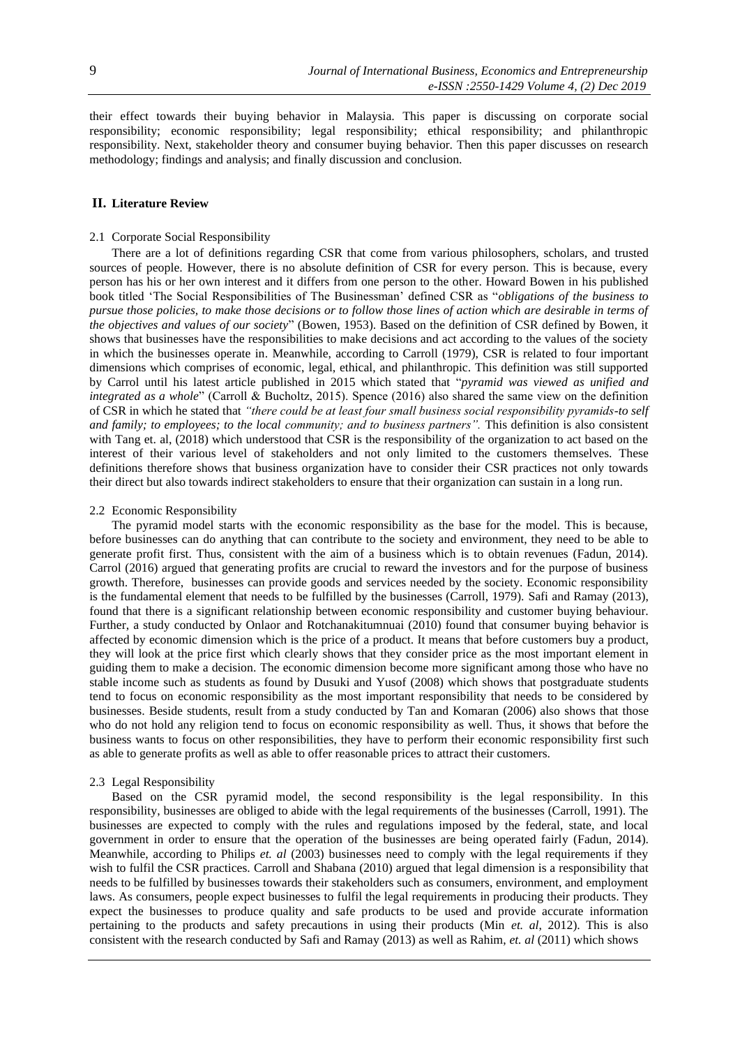their effect towards their buying behavior in Malaysia. This paper is discussing on corporate social responsibility; economic responsibility; legal responsibility; ethical responsibility; and philanthropic responsibility. Next, stakeholder theory and consumer buying behavior. Then this paper discusses on research methodology; findings and analysis; and finally discussion and conclusion.

## II. Literature Review

### 2.1 Corporate Social Responsibility

There are a lot of definitions regarding CSR that come from various philosophers, scholars, and trusted sources of people. However, there is no absolute definition of CSR for every person. This is because, every person has his or her own interest and it differs from one person to the other. Howard Bowen in his published book titled 'The Social Responsibilities of The Businessman' defined CSR as "*obligations of the business to pursue those policies, to make those decisions or to follow those lines of action which are desirable in terms of the objectives and values of our society*" (Bowen, 1953). Based on the definition of CSR defined by Bowen, it shows that businesses have the responsibilities to make decisions and act according to the values of the society in which the businesses operate in. Meanwhile, according to Carroll (1979), CSR is related to four important dimensions which comprises of economic, legal, ethical, and philanthropic. This definition was still supported by Carrol until his latest article published in 2015 which stated that "*pyramid was viewed as unified and integrated as a whole*" (Carroll & Bucholtz, 2015). Spence (2016) also shared the same view on the definition of CSR in which he stated that *"there could be at least four small business social responsibility pyramids-to self and family; to employees; to the local community; and to business partners".* This definition is also consistent with Tang et. al, (2018) which understood that CSR is the responsibility of the organization to act based on the interest of their various level of stakeholders and not only limited to the customers themselves. These definitions therefore shows that business organization have to consider their CSR practices not only towards their direct but also towards indirect stakeholders to ensure that their organization can sustain in a long run.

### 2.2 Economic Responsibility

The pyramid model starts with the economic responsibility as the base for the model. This is because, before businesses can do anything that can contribute to the society and environment, they need to be able to generate profit first. Thus, consistent with the aim of a business which is to obtain revenues (Fadun, 2014). Carrol (2016) argued that generating profits are crucial to reward the investors and for the purpose of business growth. Therefore, businesses can provide goods and services needed by the society. Economic responsibility is the fundamental element that needs to be fulfilled by the businesses (Carroll, 1979). Safi and Ramay (2013), found that there is a significant relationship between economic responsibility and customer buying behaviour. Further, a study conducted by Onlaor and Rotchanakitumnuai (2010) found that consumer buying behavior is affected by economic dimension which is the price of a product. It means that before customers buy a product, they will look at the price first which clearly shows that they consider price as the most important element in guiding them to make a decision. The economic dimension become more significant among those who have no stable income such as students as found by Dusuki and Yusof (2008) which shows that postgraduate students tend to focus on economic responsibility as the most important responsibility that needs to be considered by businesses. Beside students, result from a study conducted by Tan and Komaran (2006) also shows that those who do not hold any religion tend to focus on economic responsibility as well. Thus, it shows that before the business wants to focus on other responsibilities, they have to perform their economic responsibility first such as able to generate profits as well as able to offer reasonable prices to attract their customers.

### 2.3 Legal Responsibility

Based on the CSR pyramid model, the second responsibility is the legal responsibility. In this responsibility, businesses are obliged to abide with the legal requirements of the businesses (Carroll, 1991). The businesses are expected to comply with the rules and regulations imposed by the federal, state, and local government in order to ensure that the operation of the businesses are being operated fairly (Fadun, 2014). Meanwhile, according to Philips *et. al* (2003) businesses need to comply with the legal requirements if they wish to fulfil the CSR practices. Carroll and Shabana (2010) argued that legal dimension is a responsibility that needs to be fulfilled by businesses towards their stakeholders such as consumers, environment, and employment laws. As consumers, people expect businesses to fulfil the legal requirements in producing their products. They expect the businesses to produce quality and safe products to be used and provide accurate information pertaining to the products and safety precautions in using their products (Min *et. al*, 2012). This is also consistent with the research conducted by Safi and Ramay (2013) as well as Rahim, *et. al* (2011) which shows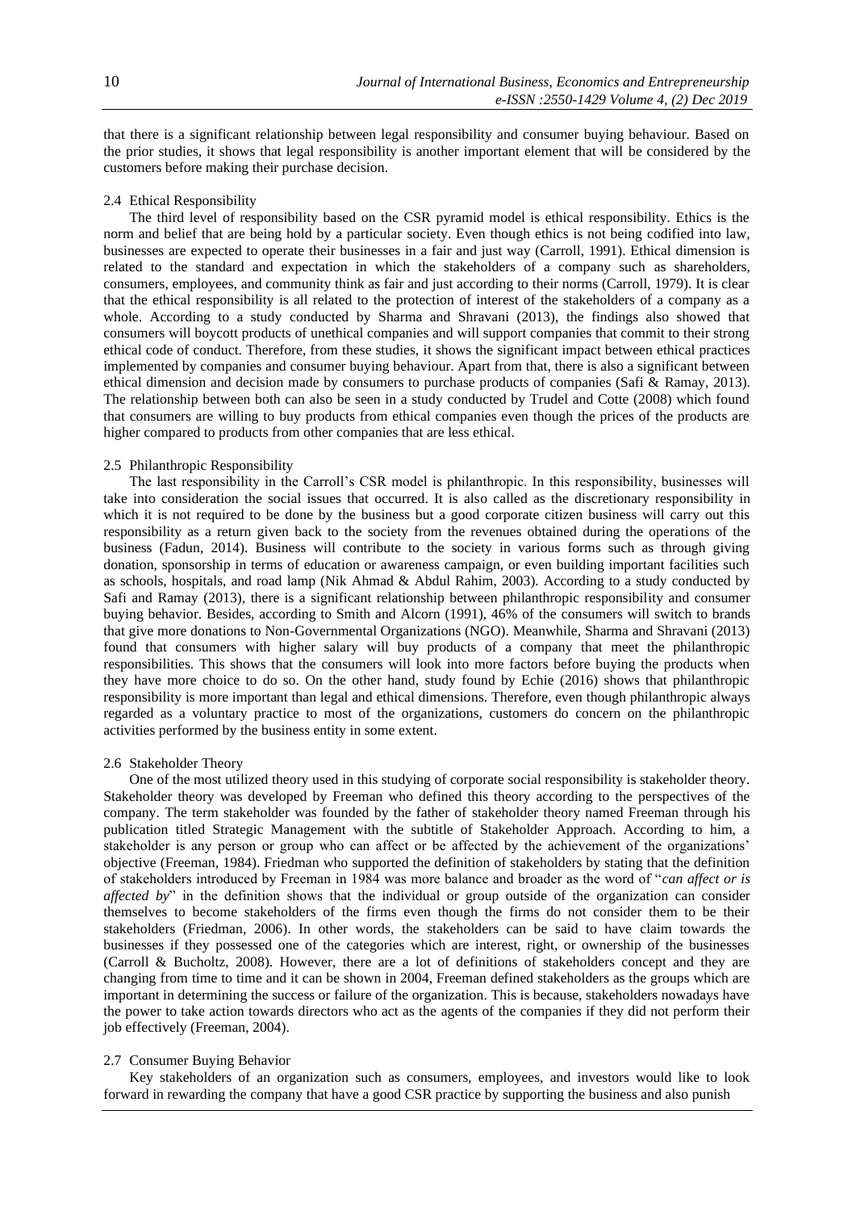that there is a significant relationship between legal responsibility and consumer buying behaviour. Based on the prior studies, it shows that legal responsibility is another important element that will be considered by the customers before making their purchase decision.

### 2.4 Ethical Responsibility

The third level of responsibility based on the CSR pyramid model is ethical responsibility. Ethics is the norm and belief that are being hold by a particular society. Even though ethics is not being codified into law, businesses are expected to operate their businesses in a fair and just way (Carroll, 1991). Ethical dimension is related to the standard and expectation in which the stakeholders of a company such as shareholders, consumers, employees, and community think as fair and just according to their norms (Carroll, 1979). It is clear that the ethical responsibility is all related to the protection of interest of the stakeholders of a company as a whole. According to a study conducted by Sharma and Shravani (2013), the findings also showed that consumers will boycott products of unethical companies and will support companies that commit to their strong ethical code of conduct. Therefore, from these studies, it shows the significant impact between ethical practices implemented by companies and consumer buying behaviour. Apart from that, there is also a significant between ethical dimension and decision made by consumers to purchase products of companies (Safi & Ramay, 2013). The relationship between both can also be seen in a study conducted by Trudel and Cotte (2008) which found that consumers are willing to buy products from ethical companies even though the prices of the products are higher compared to products from other companies that are less ethical.

### 2.5 Philanthropic Responsibility

The last responsibility in the Carroll's CSR model is philanthropic. In this responsibility, businesses will take into consideration the social issues that occurred. It is also called as the discretionary responsibility in which it is not required to be done by the business but a good corporate citizen business will carry out this responsibility as a return given back to the society from the revenues obtained during the operations of the business (Fadun, 2014). Business will contribute to the society in various forms such as through giving donation, sponsorship in terms of education or awareness campaign, or even building important facilities such as schools, hospitals, and road lamp (Nik Ahmad & Abdul Rahim, 2003). According to a study conducted by Safi and Ramay (2013), there is a significant relationship between philanthropic responsibility and consumer buying behavior. Besides, according to Smith and Alcorn (1991), 46% of the consumers will switch to brands that give more donations to Non-Governmental Organizations (NGO). Meanwhile, Sharma and Shravani (2013) found that consumers with higher salary will buy products of a company that meet the philanthropic responsibilities. This shows that the consumers will look into more factors before buying the products when they have more choice to do so. On the other hand, study found by Echie (2016) shows that philanthropic responsibility is more important than legal and ethical dimensions. Therefore, even though philanthropic always regarded as a voluntary practice to most of the organizations, customers do concern on the philanthropic activities performed by the business entity in some extent.

### 2.6 Stakeholder Theory

One of the most utilized theory used in this studying of corporate social responsibility is stakeholder theory. Stakeholder theory was developed by Freeman who defined this theory according to the perspectives of the company. The term stakeholder was founded by the father of stakeholder theory named Freeman through his publication titled Strategic Management with the subtitle of Stakeholder Approach. According to him, a stakeholder is any person or group who can affect or be affected by the achievement of the organizations' objective (Freeman, 1984). Friedman who supported the definition of stakeholders by stating that the definition of stakeholders introduced by Freeman in 1984 was more balance and broader as the word of "*can affect or is affected by*" in the definition shows that the individual or group outside of the organization can consider themselves to become stakeholders of the firms even though the firms do not consider them to be their stakeholders (Friedman, 2006). In other words, the stakeholders can be said to have claim towards the businesses if they possessed one of the categories which are interest, right, or ownership of the businesses (Carroll & Bucholtz, 2008). However, there are a lot of definitions of stakeholders concept and they are changing from time to time and it can be shown in 2004, Freeman defined stakeholders as the groups which are important in determining the success or failure of the organization. This is because, stakeholders nowadays have the power to take action towards directors who act as the agents of the companies if they did not perform their job effectively (Freeman, 2004).

### 2.7 Consumer Buying Behavior

Key stakeholders of an organization such as consumers, employees, and investors would like to look forward in rewarding the company that have a good CSR practice by supporting the business and also punish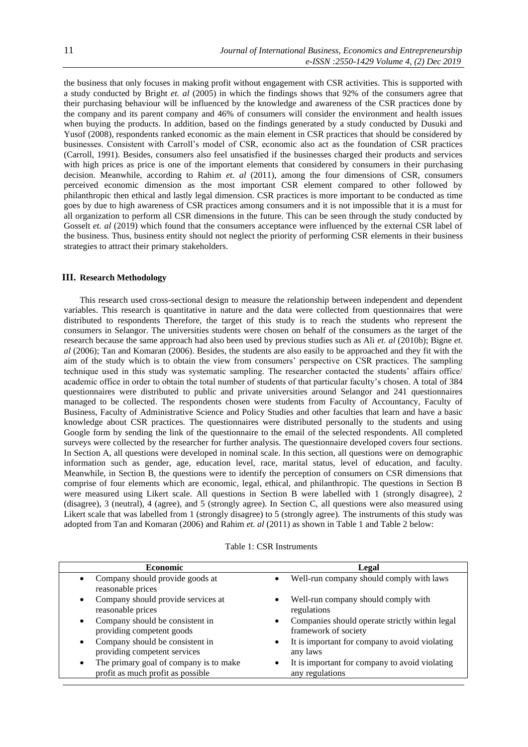the business that only focuses in making profit without engagement with CSR activities. This is supported with a study conducted by Bright *et. al* (2005) in which the findings shows that 92% of the consumers agree that their purchasing behaviour will be influenced by the knowledge and awareness of the CSR practices done by the company and its parent company and 46% of consumers will consider the environment and health issues when buying the products. In addition, based on the findings generated by a study conducted by Dusuki and Yusof (2008), respondents ranked economic as the main element in CSR practices that should be considered by businesses. Consistent with Carroll's model of CSR, economic also act as the foundation of CSR practices (Carroll, 1991). Besides, consumers also feel unsatisfied if the businesses charged their products and services with high prices as price is one of the important elements that considered by consumers in their purchasing decision. Meanwhile, according to Rahim *et. al* (2011), among the four dimensions of CSR, consumers perceived economic dimension as the most important CSR element compared to other followed by philanthropic then ethical and lastly legal dimension. CSR practices is more important to be conducted as time goes by due to high awareness of CSR practices among consumers and it is not impossible that it is a must for all organization to perform all CSR dimensions in the future. This can be seen through the study conducted by Gosselt *et. al* (2019) which found that the consumers acceptance were influenced by the external CSR label of the business. Thus, business entity should not neglect the priority of performing CSR elements in their business strategies to attract their primary stakeholders.

## III. Research Methodology

This research used cross-sectional design to measure the relationship between independent and dependent variables. This research is quantitative in nature and the data were collected from questionnaires that were distributed to respondents Therefore, the target of this study is to reach the students who represent the consumers in Selangor. The universities students were chosen on behalf of the consumers as the target of the research because the same approach had also been used by previous studies such as Ali *et. al* (2010b); Bigne *et. al* (2006); Tan and Komaran (2006). Besides, the students are also easily to be approached and they fit with the aim of the study which is to obtain the view from consumers' perspective on CSR practices. The sampling technique used in this study was systematic sampling. The researcher contacted the students' affairs office/ academic office in order to obtain the total number of students of that particular faculty's chosen. A total of 384 questionnaires were distributed to public and private universities around Selangor and 241 questionnaires managed to be collected. The respondents chosen were students from Faculty of Accountancy, Faculty of Business, Faculty of Administrative Science and Policy Studies and other faculties that learn and have a basic knowledge about CSR practices. The questionnaires were distributed personally to the students and using Google form by sending the link of the questionnaire to the email of the selected respondents. All completed surveys were collected by the researcher for further analysis. The questionnaire developed covers four sections. In Section A, all questions were developed in nominal scale. In this section, all questions were on demographic information such as gender, age, education level, race, marital status, level of education, and faculty. Meanwhile, in Section B, the questions were to identify the perception of consumers on CSR dimensions that comprise of four elements which are economic, legal, ethical, and philanthropic. The questions in Section B were measured using Likert scale. All questions in Section B were labelled with 1 (strongly disagree), 2 (disagree), 3 (neutral), 4 (agree), and 5 (strongly agree). In Section C, all questions were also measured using Likert scale that was labelled from 1 (strongly disagree) to 5 (strongly agree). The instruments of this study was adopted from Tan and Komaran (2006) and Rahim *et. al* (2011) as shown in Table 1 and Table 2 below:

Table 1: CSR Instruments

| Economic | Legal |
|---|---|
| • Company should provide goods at reasonable prices | • Well-run company should comply with laws |
| • Company should provide services at reasonable prices | • Well-run company should comply with regulations |
| • Company should be consistent in providing competent goods | • Companies should operate strictly within legal framework of society |
| • Company should be consistent in providing competent services | • It is important for company to avoid violating any laws |
| • The primary goal of company is to make profit as much profit as possible | • It is important for company to avoid violating any regulations |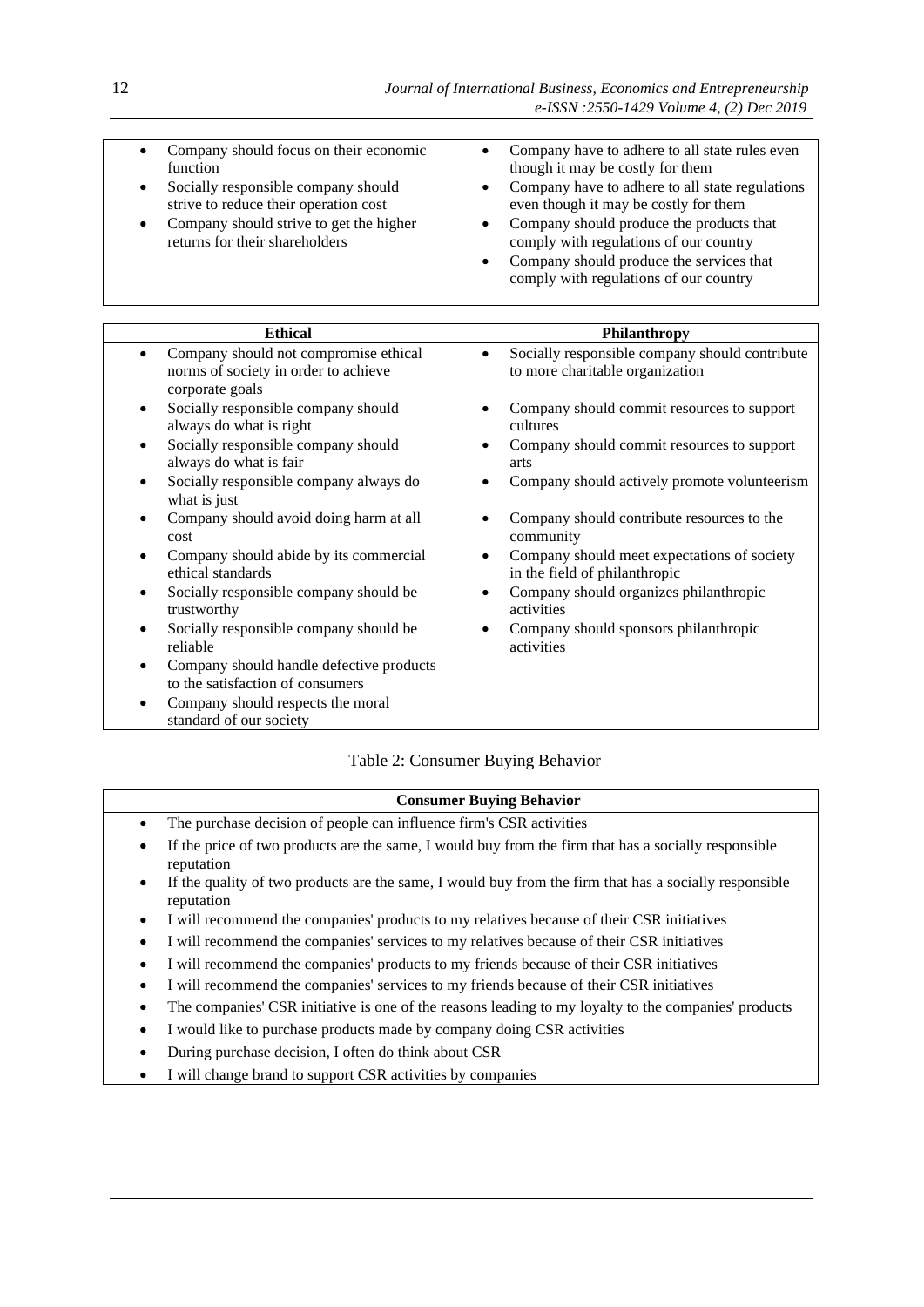| | |
|---|---|
| • Company should focus on their economic function<br>• Socially responsible company should strive to reduce their operation cost<br>• Company should strive to get the higher returns for their shareholders | • Company have to adhere to all state rules even though it may be costly for them<br>• Company have to adhere to all state regulations even though it may be costly for them<br>• Company should produce the products that comply with regulations of our country<br>• Company should produce the services that comply with regulations of our country |

| **Ethical** | **Philanthropy** |
|---|---|
| • Company should not compromise ethical norms of society in order to achieve corporate goals | • Socially responsible company should contribute to more charitable organization |
| • Socially responsible company should always do what is right | • Company should commit resources to support cultures |
| • Socially responsible company should always do what is fair | • Company should commit resources to support arts |
| • Socially responsible company always do what is just | • Company should actively promote volunteerism |
| • Company should avoid doing harm at all cost | • Company should contribute resources to the community |
| • Company should abide by its commercial ethical standards | • Company should meet expectations of society in the field of philanthropic |
| • Socially responsible company should be trustworthy | • Company should organizes philanthropic activities |
| • Socially responsible company should be reliable | • Company should sponsors philanthropic activities |
| • Company should handle defective products to the satisfaction of consumers | |
| • Company should respects the moral standard of our society | |

Table 2: Consumer Buying Behavior

| **Consumer Buying Behavior** |
|---|
| • The purchase decision of people can influence firm's CSR activities |
| • If the price of two products are the same, I would buy from the firm that has a socially responsible reputation |
| • If the quality of two products are the same, I would buy from the firm that has a socially responsible reputation |
| • I will recommend the companies' products to my relatives because of their CSR initiatives |
| • I will recommend the companies' services to my relatives because of their CSR initiatives |
| • I will recommend the companies' products to my friends because of their CSR initiatives |
| • I will recommend the companies' services to my friends because of their CSR initiatives |
| • The companies' CSR initiative is one of the reasons leading to my loyalty to the companies' products |
| • I would like to purchase products made by company doing CSR activities |
| • During purchase decision, I often do think about CSR |
| • I will change brand to support CSR activities by companies |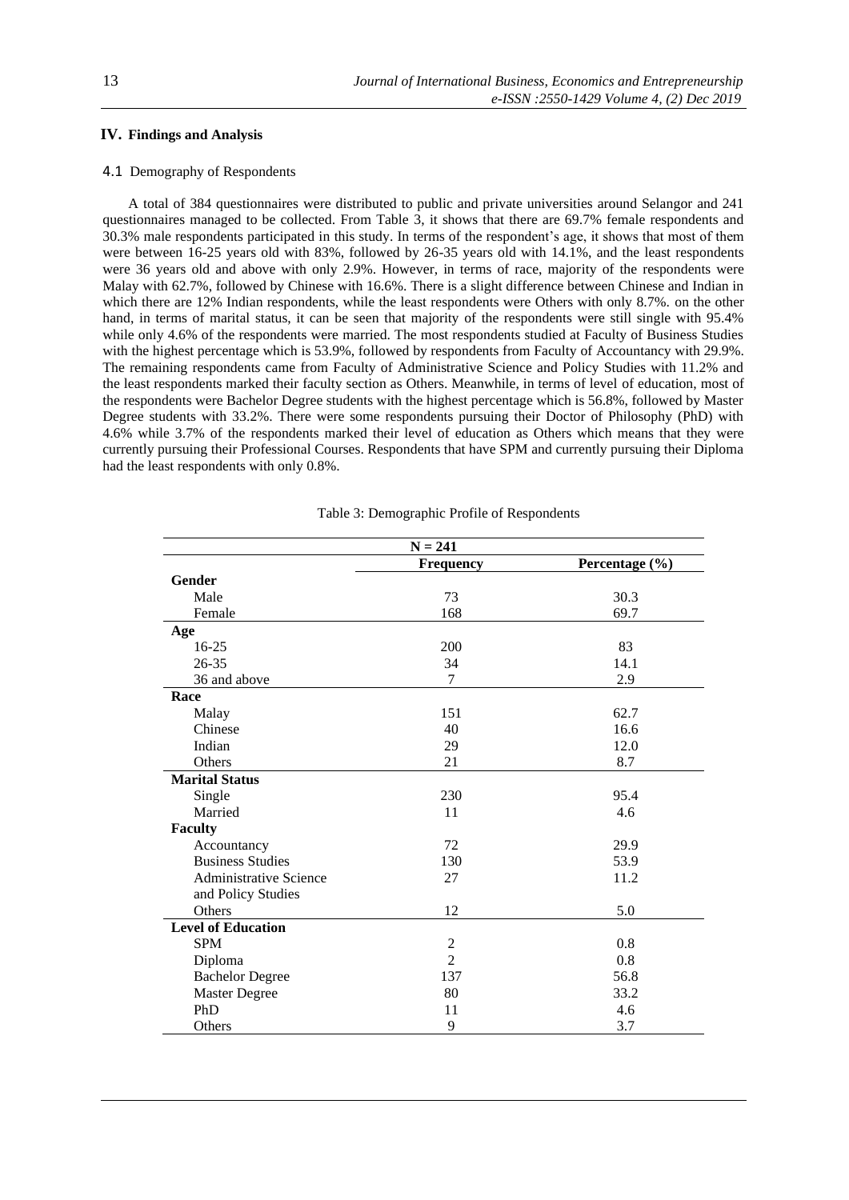## IV. Findings and Analysis

### 4.1 Demography of Respondents

A total of 384 questionnaires were distributed to public and private universities around Selangor and 241 questionnaires managed to be collected. From Table 3, it shows that there are 69.7% female respondents and 30.3% male respondents participated in this study. In terms of the respondent's age, it shows that most of them were between 16-25 years old with 83%, followed by 26-35 years old with 14.1%, and the least respondents were 36 years old and above with only 2.9%. However, in terms of race, majority of the respondents were Malay with 62.7%, followed by Chinese with 16.6%. There is a slight difference between Chinese and Indian in which there are 12% Indian respondents, while the least respondents were Others with only 8.7%. on the other hand, in terms of marital status, it can be seen that majority of the respondents were still single with 95.4% while only 4.6% of the respondents were married. The most respondents studied at Faculty of Business Studies with the highest percentage which is 53.9%, followed by respondents from Faculty of Accountancy with 29.9%. The remaining respondents came from Faculty of Administrative Science and Policy Studies with 11.2% and the least respondents marked their faculty section as Others. Meanwhile, in terms of level of education, most of the respondents were Bachelor Degree students with the highest percentage which is 56.8%, followed by Master Degree students with 33.2%. There were some respondents pursuing their Doctor of Philosophy (PhD) with 4.6% while 3.7% of the respondents marked their level of education as Others which means that they were currently pursuing their Professional Courses. Respondents that have SPM and currently pursuing their Diploma had the least respondents with only 0.8%.

Table 3: Demographic Profile of Respondents

| | N = 241 | |
|---|---|---|
| | **Frequency** | **Percentage (%)** |
| **Gender** | | |
| Male | 73 | 30.3 |
| Female | 168 | 69.7 |
| **Age** | | |
| 16-25 | 200 | 83 |
| 26-35 | 34 | 14.1 |
| 36 and above | 7 | 2.9 |
| **Race** | | |
| Malay | 151 | 62.7 |
| Chinese | 40 | 16.6 |
| Indian | 29 | 12.0 |
| Others | 21 | 8.7 |
| **Marital Status** | | |
| Single | 230 | 95.4 |
| Married | 11 | 4.6 |
| **Faculty** | | |
| Accountancy | 72 | 29.9 |
| Business Studies | 130 | 53.9 |
| Administrative Science and Policy Studies | 27 | 11.2 |
| Others | 12 | 5.0 |
| **Level of Education** | | |
| SPM | 2 | 0.8 |
| Diploma | 2 | 0.8 |
| Bachelor Degree | 137 | 56.8 |
| Master Degree | 80 | 33.2 |
| PhD | 11 | 4.6 |
| Others | 9 | 3.7 |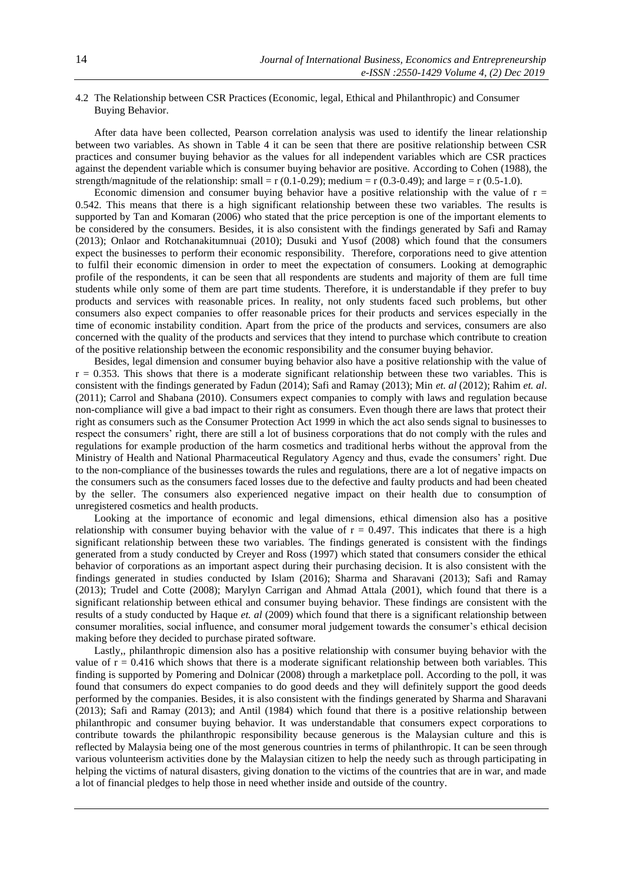### 4.2 The Relationship between CSR Practices (Economic, legal, Ethical and Philanthropic) and Consumer Buying Behavior.

After data have been collected, Pearson correlation analysis was used to identify the linear relationship between two variables. As shown in Table 4 it can be seen that there are positive relationship between CSR practices and consumer buying behavior as the values for all independent variables which are CSR practices against the dependent variable which is consumer buying behavior are positive. According to Cohen (1988), the strength/magnitude of the relationship: small = r (0.1-0.29); medium = r (0.3-0.49); and large = r (0.5-1.0).

Economic dimension and consumer buying behavior have a positive relationship with the value of $r = 0.542$. This means that there is a high significant relationship between these two variables. The results is supported by Tan and Komaran (2006) who stated that the price perception is one of the important elements to be considered by the consumers. Besides, it is also consistent with the findings generated by Safi and Ramay (2013); Onlaor and Rotchanakitumnuai (2010); Dusuki and Yusof (2008) which found that the consumers expect the businesses to perform their economic responsibility. Therefore, corporations need to give attention to fulfil their economic dimension in order to meet the expectation of consumers. Looking at demographic profile of the respondents, it can be seen that all respondents are students and majority of them are full time students while only some of them are part time students. Therefore, it is understandable if they prefer to buy products and services with reasonable prices. In reality, not only students faced such problems, but other consumers also expect companies to offer reasonable prices for their products and services especially in the time of economic instability condition. Apart from the price of the products and services, consumers are also concerned with the quality of the products and services that they intend to purchase which contribute to creation of the positive relationship between the economic responsibility and the consumer buying behavior.

Besides, legal dimension and consumer buying behavior also have a positive relationship with the value of $r = 0.353$. This shows that there is a moderate significant relationship between these two variables. This is consistent with the findings generated by Fadun (2014); Safi and Ramay (2013); Min *et. al* (2012); Rahim *et. al*. (2011); Carrol and Shabana (2010). Consumers expect companies to comply with laws and regulation because non-compliance will give a bad impact to their right as consumers. Even though there are laws that protect their right as consumers such as the Consumer Protection Act 1999 in which the act also sends signal to businesses to respect the consumers' right, there are still a lot of business corporations that do not comply with the rules and regulations for example production of the harm cosmetics and traditional herbs without the approval from the Ministry of Health and National Pharmaceutical Regulatory Agency and thus, evade the consumers' right. Due to the non-compliance of the businesses towards the rules and regulations, there are a lot of negative impacts on the consumers such as the consumers faced losses due to the defective and faulty products and had been cheated by the seller. The consumers also experienced negative impact on their health due to consumption of unregistered cosmetics and health products.

Looking at the importance of economic and legal dimensions, ethical dimension also has a positive relationship with consumer buying behavior with the value of $r = 0.497$. This indicates that there is a high significant relationship between these two variables. The findings generated is consistent with the findings generated from a study conducted by Creyer and Ross (1997) which stated that consumers consider the ethical behavior of corporations as an important aspect during their purchasing decision. It is also consistent with the findings generated in studies conducted by Islam (2016); Sharma and Sharavani (2013); Safi and Ramay (2013); Trudel and Cotte (2008); Marylyn Carrigan and Ahmad Attala (2001), which found that there is a significant relationship between ethical and consumer buying behavior. These findings are consistent with the results of a study conducted by Haque *et. al* (2009) which found that there is a significant relationship between consumer moralities, social influence, and consumer moral judgement towards the consumer's ethical decision making before they decided to purchase pirated software.

Lastly,, philanthropic dimension also has a positive relationship with consumer buying behavior with the value of $r = 0.416$ which shows that there is a moderate significant relationship between both variables. This finding is supported by Pomering and Dolnicar (2008) through a marketplace poll. According to the poll, it was found that consumers do expect companies to do good deeds and they will definitely support the good deeds performed by the companies. Besides, it is also consistent with the findings generated by Sharma and Sharavani (2013); Safi and Ramay (2013); and Antil (1984) which found that there is a positive relationship between philanthropic and consumer buying behavior. It was understandable that consumers expect corporations to contribute towards the philanthropic responsibility because generous is the Malaysian culture and this is reflected by Malaysia being one of the most generous countries in terms of philanthropic. It can be seen through various volunteerism activities done by the Malaysian citizen to help the needy such as through participating in helping the victims of natural disasters, giving donation to the victims of the countries that are in war, and made a lot of financial pledges to help those in need whether inside and outside of the country.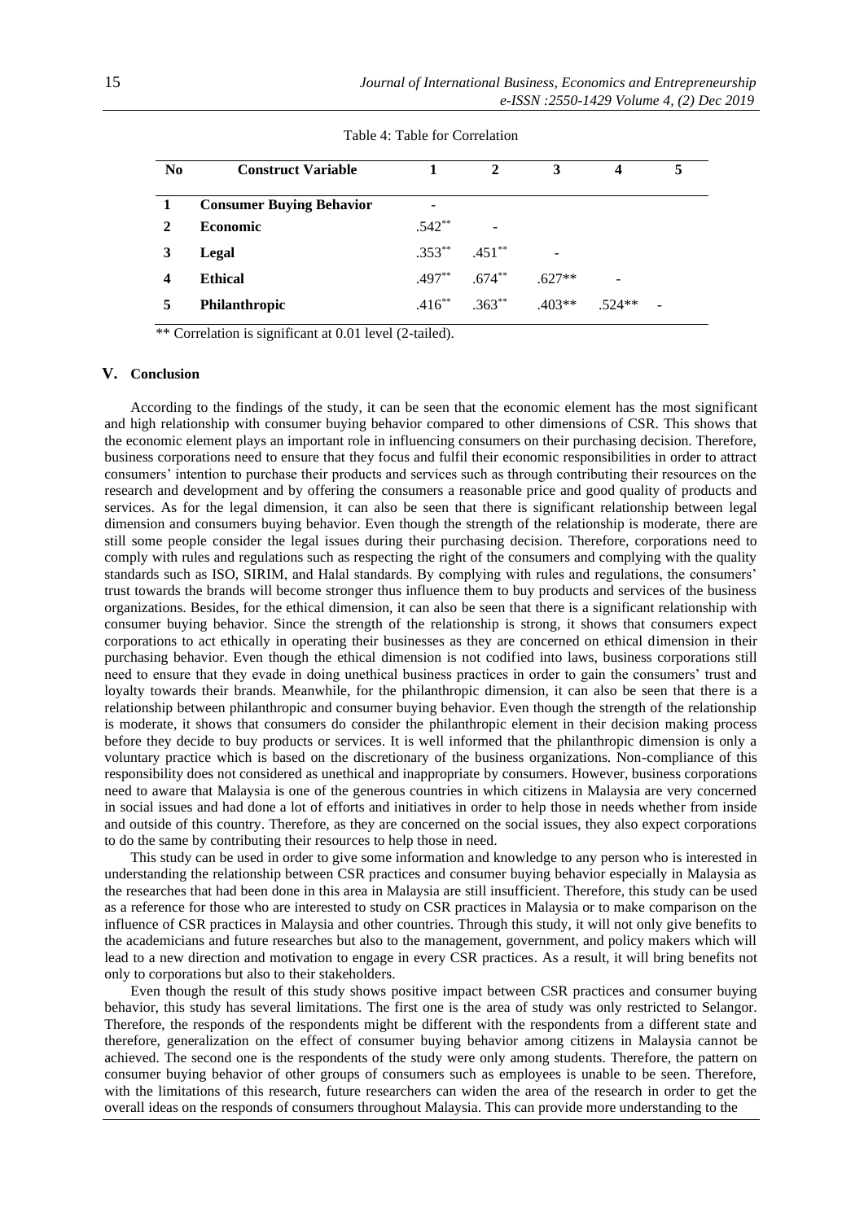Table 4: Table for Correlation

| No | Construct Variable | 1 | 2 | 3 | 4 | 5 |
|---|---|---|---|---|---|---|
| 1 | **Consumer Buying Behavior** | - | | | | |
| 2 | **Economic** | .542** | - | | | |
| 3 | **Legal** | .353** | .451** | - | | |
| 4 | **Ethical** | .497** | .674** | .627** | - | |
| 5 | **Philanthropic** | .416** | .363** | .403** | .524** | - |

** Correlation is significant at 0.01 level (2-tailed).

## V. Conclusion

According to the findings of the study, it can be seen that the economic element has the most significant and high relationship with consumer buying behavior compared to other dimensions of CSR. This shows that the economic element plays an important role in influencing consumers on their purchasing decision. Therefore, business corporations need to ensure that they focus and fulfil their economic responsibilities in order to attract consumers' intention to purchase their products and services such as through contributing their resources on the research and development and by offering the consumers a reasonable price and good quality of products and services. As for the legal dimension, it can also be seen that there is significant relationship between legal dimension and consumers buying behavior. Even though the strength of the relationship is moderate, there are still some people consider the legal issues during their purchasing decision. Therefore, corporations need to comply with rules and regulations such as respecting the right of the consumers and complying with the quality standards such as ISO, SIRIM, and Halal standards. By complying with rules and regulations, the consumers' trust towards the brands will become stronger thus influence them to buy products and services of the business organizations. Besides, for the ethical dimension, it can also be seen that there is a significant relationship with consumer buying behavior. Since the strength of the relationship is strong, it shows that consumers expect corporations to act ethically in operating their businesses as they are concerned on ethical dimension in their purchasing behavior. Even though the ethical dimension is not codified into laws, business corporations still need to ensure that they evade in doing unethical business practices in order to gain the consumers' trust and loyalty towards their brands. Meanwhile, for the philanthropic dimension, it can also be seen that there is a relationship between philanthropic and consumer buying behavior. Even though the strength of the relationship is moderate, it shows that consumers do consider the philanthropic element in their decision making process before they decide to buy products or services. It is well informed that the philanthropic dimension is only a voluntary practice which is based on the discretionary of the business organizations. Non-compliance of this responsibility does not considered as unethical and inappropriate by consumers. However, business corporations need to aware that Malaysia is one of the generous countries in which citizens in Malaysia are very concerned in social issues and had done a lot of efforts and initiatives in order to help those in needs whether from inside and outside of this country. Therefore, as they are concerned on the social issues, they also expect corporations to do the same by contributing their resources to help those in need.

This study can be used in order to give some information and knowledge to any person who is interested in understanding the relationship between CSR practices and consumer buying behavior especially in Malaysia as the researches that had been done in this area in Malaysia are still insufficient. Therefore, this study can be used as a reference for those who are interested to study on CSR practices in Malaysia or to make comparison on the influence of CSR practices in Malaysia and other countries. Through this study, it will not only give benefits to the academicians and future researches but also to the management, government, and policy makers which will lead to a new direction and motivation to engage in every CSR practices. As a result, it will bring benefits not only to corporations but also to their stakeholders.

Even though the result of this study shows positive impact between CSR practices and consumer buying behavior, this study has several limitations. The first one is the area of study was only restricted to Selangor. Therefore, the responds of the respondents might be different with the respondents from a different state and therefore, generalization on the effect of consumer buying behavior among citizens in Malaysia cannot be achieved. The second one is the respondents of the study were only among students. Therefore, the pattern on consumer buying behavior of other groups of consumers such as employees is unable to be seen. Therefore, with the limitations of this research, future researchers can widen the area of the research in order to get the overall ideas on the responds of consumers throughout Malaysia. This can provide more understanding to the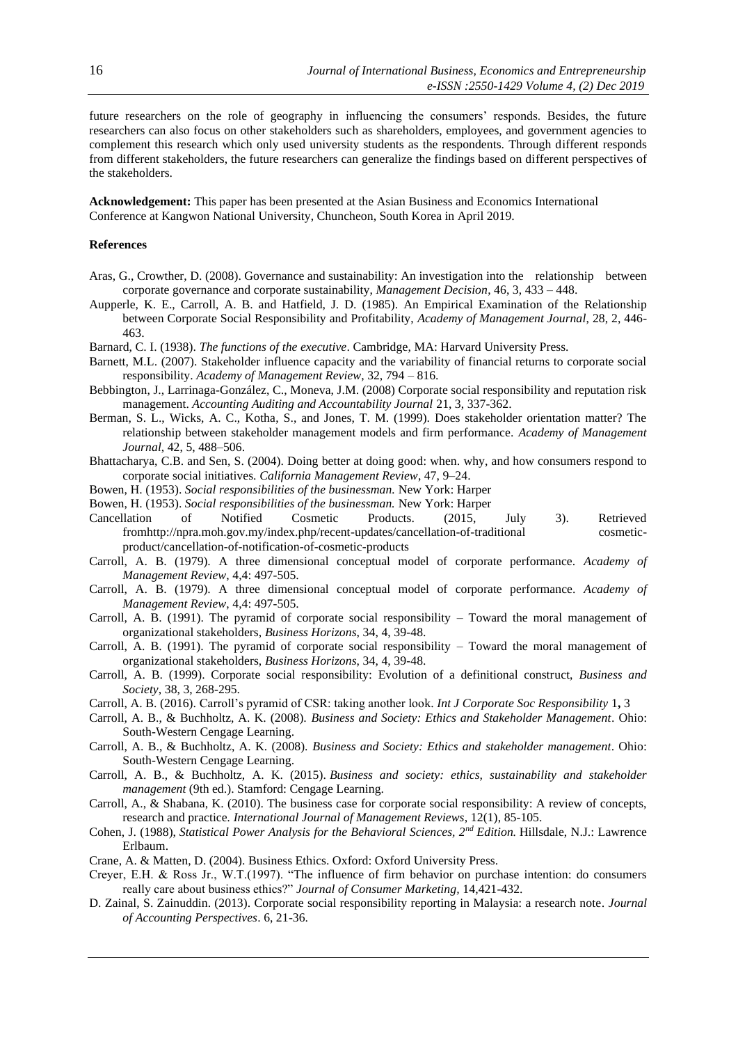future researchers on the role of geography in influencing the consumers' responds. Besides, the future researchers can also focus on other stakeholders such as shareholders, employees, and government agencies to complement this research which only used university students as the respondents. Through different responds from different stakeholders, the future researchers can generalize the findings based on different perspectives of the stakeholders.

**Acknowledgement:** This paper has been presented at the Asian Business and Economics International Conference at Kangwon National University, Chuncheon, South Korea in April 2019.

**References**

Aras, G., Crowther, D. (2008). Governance and sustainability: An investigation into the relationship between corporate governance and corporate sustainability, *Management Decision*, 46, 3, 433 – 448.

Aupperle, K. E., Carroll, A. B. and Hatfield, J. D. (1985). An Empirical Examination of the Relationship between Corporate Social Responsibility and Profitability, *Academy of Management Journal*, 28, 2, 446-463.

Barnard, C. I. (1938). *The functions of the executive*. Cambridge, MA: Harvard University Press.

Barnett, M.L. (2007). Stakeholder influence capacity and the variability of financial returns to corporate social responsibility. *Academy of Management Review*, 32, 794 – 816.

Bebbington, J., Larrinaga-González, C., Moneva, J.M. (2008) Corporate social responsibility and reputation risk management. *Accounting Auditing and Accountability Journal* 21, 3, 337-362.

Berman, S. L., Wicks, A. C., Kotha, S., and Jones, T. M. (1999). Does stakeholder orientation matter? The relationship between stakeholder management models and firm performance. *Academy of Management Journal*, 42, 5, 488–506.

Bhattacharya, C.B. and Sen, S. (2004). Doing better at doing good: when. why, and how consumers respond to corporate social initiatives. *California Management Review*, 47, 9–24.

Bowen, H. (1953). *Social responsibilities of the businessman.* New York: Harper

Bowen, H. (1953). *Social responsibilities of the businessman.* New York: Harper

Cancellation of Notified Cosmetic Products. (2015, July 3). Retrieved fromhttp://npra.moh.gov.my/index.php/recent-updates/cancellation-of-traditional cosmetic-product/cancellation-of-notification-of-cosmetic-products

Carroll, A. B. (1979). A three dimensional conceptual model of corporate performance. *Academy of Management Review*, 4,4: 497-505.

Carroll, A. B. (1979). A three dimensional conceptual model of corporate performance. *Academy of Management Review*, 4,4: 497-505.

Carroll, A. B. (1991). The pyramid of corporate social responsibility – Toward the moral management of organizational stakeholders, *Business Horizons*, 34, 4, 39-48.

Carroll, A. B. (1991). The pyramid of corporate social responsibility – Toward the moral management of organizational stakeholders, *Business Horizons*, 34, 4, 39-48.

Carroll, A. B. (1999). Corporate social responsibility: Evolution of a definitional construct, *Business and Society*, 38, 3, 268-295.

Carroll, A. B. (2016). Carroll's pyramid of CSR: taking another look. *Int J Corporate Soc Responsibility* 1**,** 3

Carroll, A. B., & Buchholtz, A. K. (2008). *Business and Society: Ethics and Stakeholder Management*. Ohio: South-Western Cengage Learning.

Carroll, A. B., & Buchholtz, A. K. (2008). *Business and Society: Ethics and stakeholder management*. Ohio: South-Western Cengage Learning.

Carroll, A. B., & Buchholtz, A. K. (2015). *Business and society: ethics, sustainability and stakeholder management* (9th ed.). Stamford: Cengage Learning.

Carroll, A., & Shabana, K. (2010). The business case for corporate social responsibility: A review of concepts, research and practice. *International Journal of Management Reviews*, 12(1), 85-105.

Cohen, J. (1988), *Statistical Power Analysis for the Behavioral Sciences, 2nd Edition.* Hillsdale, N.J.: Lawrence Erlbaum.

Crane, A. & Matten, D. (2004). Business Ethics. Oxford: Oxford University Press.

Creyer, E.H. & Ross Jr., W.T.(1997). "The influence of firm behavior on purchase intention: do consumers really care about business ethics?" *Journal of Consumer Marketing*, 14,421-432.

D. Zainal, S. Zainuddin. (2013). Corporate social responsibility reporting in Malaysia: a research note. *Journal of Accounting Perspectives*. 6, 21-36.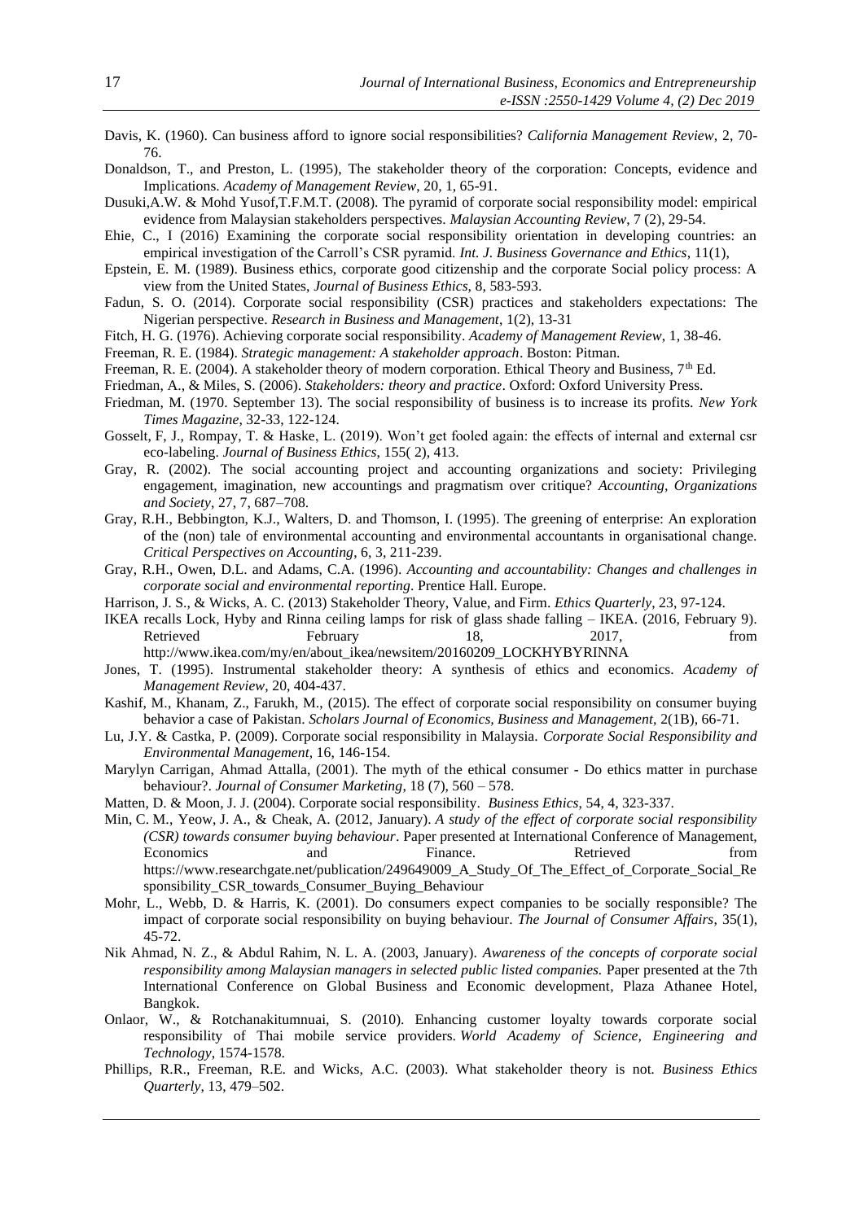Davis, K. (1960). Can business afford to ignore social responsibilities? *California Management Review*, 2, 70-76.

Donaldson, T., and Preston, L. (1995), The stakeholder theory of the corporation: Concepts, evidence and Implications. *Academy of Management Review*, 20, 1, 65-91.

Dusuki,A.W. & Mohd Yusof,T.F.M.T. (2008). The pyramid of corporate social responsibility model: empirical evidence from Malaysian stakeholders perspectives. *Malaysian Accounting Review*, 7 (2), 29-54.

Ehie, C., I (2016) Examining the corporate social responsibility orientation in developing countries: an empirical investigation of the Carroll's CSR pyramid. *Int. J. Business Governance and Ethics*, 11(1),

Epstein, E. M. (1989). Business ethics, corporate good citizenship and the corporate Social policy process: A view from the United States, *Journal of Business Ethics*, 8, 583-593.

Fadun, S. O. (2014). Corporate social responsibility (CSR) practices and stakeholders expectations: The Nigerian perspective. *Research in Business and Management*, 1(2), 13-31

Fitch, H. G. (1976). Achieving corporate social responsibility. *Academy of Management Review*, 1, 38-46.

Freeman, R. E. (1984). *Strategic management: A stakeholder approach*. Boston: Pitman.

Freeman, R. E. (2004). A stakeholder theory of modern corporation. Ethical Theory and Business, 7th Ed.

Friedman, A., & Miles, S. (2006). *Stakeholders: theory and practice*. Oxford: Oxford University Press.

Friedman, M. (1970. September 13). The social responsibility of business is to increase its profits. *New York Times Magazine*, 32-33, 122-124.

Gosselt, F, J., Rompay, T. & Haske, L. (2019). Won't get fooled again: the effects of internal and external csr eco-labeling. *Journal of Business Ethics*, 155( 2), 413.

Gray, R. (2002). The social accounting project and accounting organizations and society: Privileging engagement, imagination, new accountings and pragmatism over critique? *Accounting, Organizations and Society*, 27, 7, 687–708.

Gray, R.H., Bebbington, K.J., Walters, D. and Thomson, I. (1995). The greening of enterprise: An exploration of the (non) tale of environmental accounting and environmental accountants in organisational change. *Critical Perspectives on Accounting*, 6, 3, 211-239.

Gray, R.H., Owen, D.L. and Adams, C.A. (1996). *Accounting and accountability: Changes and challenges in corporate social and environmental reporting*. Prentice Hall. Europe.

Harrison, J. S., & Wicks, A. C. (2013) Stakeholder Theory, Value, and Firm. *Ethics Quarterly*, 23, 97-124.

IKEA recalls Lock, Hyby and Rinna ceiling lamps for risk of glass shade falling – IKEA. (2016, February 9). Retrieved February 18, 2017, from http://www.ikea.com/my/en/about_ikea/newsitem/20160209_LOCKHYBYRINNA

Jones, T. (1995). Instrumental stakeholder theory: A synthesis of ethics and economics. *Academy of Management Review*, 20, 404-437.

Kashif, M., Khanam, Z., Farukh, M., (2015). The effect of corporate social responsibility on consumer buying behavior a case of Pakistan. *Scholars Journal of Economics, Business and Management*, 2(1B), 66-71.

Lu, J.Y. & Castka, P. (2009). Corporate social responsibility in Malaysia. *Corporate Social Responsibility and Environmental Management*, 16, 146-154.

Marylyn Carrigan, Ahmad Attalla, (2001). The myth of the ethical consumer - Do ethics matter in purchase behaviour?. *Journal of Consumer Marketing*, 18 (7), 560 – 578.

Matten, D. & Moon, J. J. (2004). Corporate social responsibility. *Business Ethics*, 54, 4, 323-337.

Min, C. M., Yeow, J. A., & Cheak, A. (2012, January). *A study of the effect of corporate social responsibility (CSR) towards consumer buying behaviour*. Paper presented at International Conference of Management, Economics and Finance. Retrieved from https://www.researchgate.net/publication/249649009_A_Study_Of_The_Effect_of_Corporate_Social_Responsibility_CSR_towards_Consumer_Buying_Behaviour

Mohr, L., Webb, D. & Harris, K. (2001). Do consumers expect companies to be socially responsible? The impact of corporate social responsibility on buying behaviour. *The Journal of Consumer Affairs*, 35(1), 45-72.

Nik Ahmad, N. Z., & Abdul Rahim, N. L. A. (2003, January). *Awareness of the concepts of corporate social responsibility among Malaysian managers in selected public listed companies.* Paper presented at the 7th International Conference on Global Business and Economic development, Plaza Athanee Hotel, Bangkok.

Onlaor, W., & Rotchanakitumnuai, S. (2010). Enhancing customer loyalty towards corporate social responsibility of Thai mobile service providers. *World Academy of Science, Engineering and Technology*, 1574-1578.

Phillips, R.R., Freeman, R.E. and Wicks, A.C. (2003). What stakeholder theory is not. *Business Ethics Quarterly*, 13, 479–502.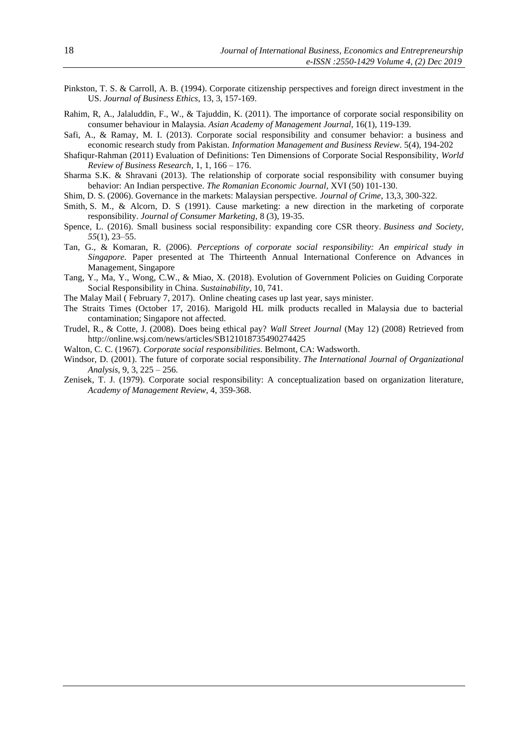Pinkston, T. S. & Carroll, A. B. (1994). Corporate citizenship perspectives and foreign direct investment in the US. *Journal of Business Ethics*, 13, 3, 157-169.

Rahim, R, A., Jalaluddin, F., W., & Tajuddin, K. (2011). The importance of corporate social responsibility on consumer behaviour in Malaysia. *Asian Academy of Management Journal*, 16(1), 119-139.

Safi, A., & Ramay, M. I. (2013). Corporate social responsibility and consumer behavior: a business and economic research study from Pakistan. *Information Management and Business Review*. 5(4), 194-202

Shafiqur-Rahman (2011) Evaluation of Definitions: Ten Dimensions of Corporate Social Responsibility, *World Review of Business Research*, 1, 1, 166 – 176.

Sharma S.K. & Shravani (2013). The relationship of corporate social responsibility with consumer buying behavior: An Indian perspective. *The Romanian Economic Journal*, XVI (50) 101-130.

Shim, D. S. (2006). Governance in the markets: Malaysian perspective. *Journal of Crime*, 13,3, 300-322.

Smith, S. M., & Alcorn, D. S (1991). Cause marketing: a new direction in the marketing of corporate responsibility. *Journal of Consumer Marketing*, 8 (3), 19-35.

Spence, L. (2016). Small business social responsibility: expanding core CSR theory. *Business and Society*, *55*(1), 23–55.

Tan, G., & Komaran, R. (2006). *Perceptions of corporate social responsibility: An empirical study in Singapore.* Paper presented at The Thirteenth Annual International Conference on Advances in Management, Singapore

Tang, Y., Ma, Y., Wong, C.W., & Miao, X. (2018). Evolution of Government Policies on Guiding Corporate Social Responsibility in China. *Sustainability*, 10, 741.

The Malay Mail ( February 7, 2017). Online cheating cases up last year, says minister.

The Straits Times (October 17, 2016). Marigold HL milk products recalled in Malaysia due to bacterial contamination; Singapore not affected.

Trudel, R., & Cotte, J. (2008). Does being ethical pay? *Wall Street Journal* (May 12) (2008) Retrieved from http://online.wsj.com/news/articles/SB121018735490274425

Walton, C. C. (1967). *Corporate social responsibilities*. Belmont, CA: Wadsworth.

Windsor, D. (2001). The future of corporate social responsibility. *The International Journal of Organizational Analysis*, 9, 3, 225 – 256.

Zenisek, T. J. (1979). Corporate social responsibility: A conceptualization based on organization literature, *Academy of Management Review*, 4, 359-368.